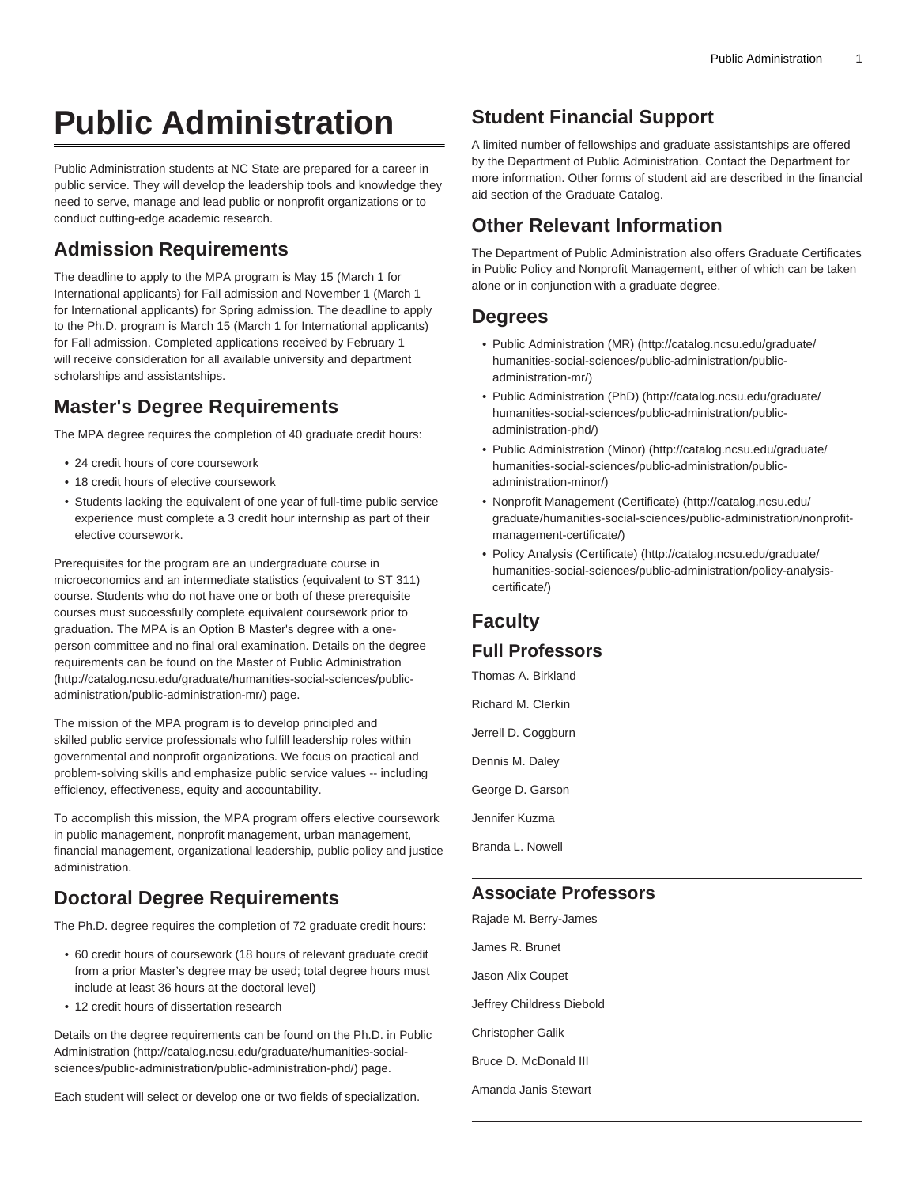# Public Administration

Public Administration students at NC State are prepared for a career in public service. They will develop the leadership tools and knowledge they need to serve, manage and lead public or nonprofit organizations or to conduct cutting-edge academic research.

## Admission Requirements

The deadline to apply to the MPA program is May 15 (March 1 for International applicants) for Fall admission and November 1 (March 1 for International applicants) for Spring admission. The deadline to apply to the Ph.D. program is March 15 (March 1 for International applicants) for Fall admission. Completed applications received by February 1 will receive consideration for all available university and department scholarships and assistantships.

## Master's Degree Requirements

The MPA degree requires the completion of 40 graduate credit hours:

- 24 credit hours of core coursework
- 18 credit hours of elective coursework
- Students lacking the equivalent of one year of full-time public service experience must complete a 3 credit hour internship as part of their elective coursework.

Prerequisites for the program are an undergraduate course in microeconomics and an intermediate statistics (equivalent to ST 311) course. Students who do not have one or both of these prerequisite courses must successfully complete equivalent coursework prior to graduation. The MPA is an Option B Master's degree with a one-person committee and no final oral examination. Details on the degree requirements can be found on the Master of Public Administration (http://catalog.ncsu.edu/graduate/humanities-social-sciences/public-administration/public-administration-mr/) page.

The mission of the MPA program is to develop principled and skilled public service professionals who fulfill leadership roles within governmental and nonprofit organizations. We focus on practical and problem-solving skills and emphasize public service values -- including efficiency, effectiveness, equity and accountability.

To accomplish this mission, the MPA program offers elective coursework in public management, nonprofit management, urban management, financial management, organizational leadership, public policy and justice administration.

## Doctoral Degree Requirements

The Ph.D. degree requires the completion of 72 graduate credit hours:

- 60 credit hours of coursework (18 hours of relevant graduate credit from a prior Master's degree may be used; total degree hours must include at least 36 hours at the doctoral level)
- 12 credit hours of dissertation research

Details on the degree requirements can be found on the Ph.D. in Public Administration (http://catalog.ncsu.edu/graduate/humanities-social-sciences/public-administration/public-administration-phd/) page.

Each student will select or develop one or two fields of specialization.

## Student Financial Support

A limited number of fellowships and graduate assistantships are offered by the Department of Public Administration. Contact the Department for more information. Other forms of student aid are described in the financial aid section of the Graduate Catalog.

## Other Relevant Information

The Department of Public Administration also offers Graduate Certificates in Public Policy and Nonprofit Management, either of which can be taken alone or in conjunction with a graduate degree.

## Degrees

- Public Administration (MR) (http://catalog.ncsu.edu/graduate/humanities-social-sciences/public-administration/public-administration-mr/)
- Public Administration (PhD) (http://catalog.ncsu.edu/graduate/humanities-social-sciences/public-administration/public-administration-phd/)
- Public Administration (Minor) (http://catalog.ncsu.edu/graduate/humanities-social-sciences/public-administration/public-administration-minor/)
- Nonprofit Management (Certificate) (http://catalog.ncsu.edu/graduate/humanities-social-sciences/public-administration/nonprofit-management-certificate/)
- Policy Analysis (Certificate) (http://catalog.ncsu.edu/graduate/humanities-social-sciences/public-administration/policy-analysis-certificate/)

## Faculty

### Full Professors

Thomas A. Birkland

Richard M. Clerkin

Jerrell D. Coggburn

Dennis M. Daley

George D. Garson

Jennifer Kuzma

Branda L. Nowell

### Associate Professors

Rajade M. Berry-James

James R. Brunet

Jason Alix Coupet

Jeffrey Childress Diebold

Christopher Galik

Bruce D. McDonald III

Amanda Janis Stewart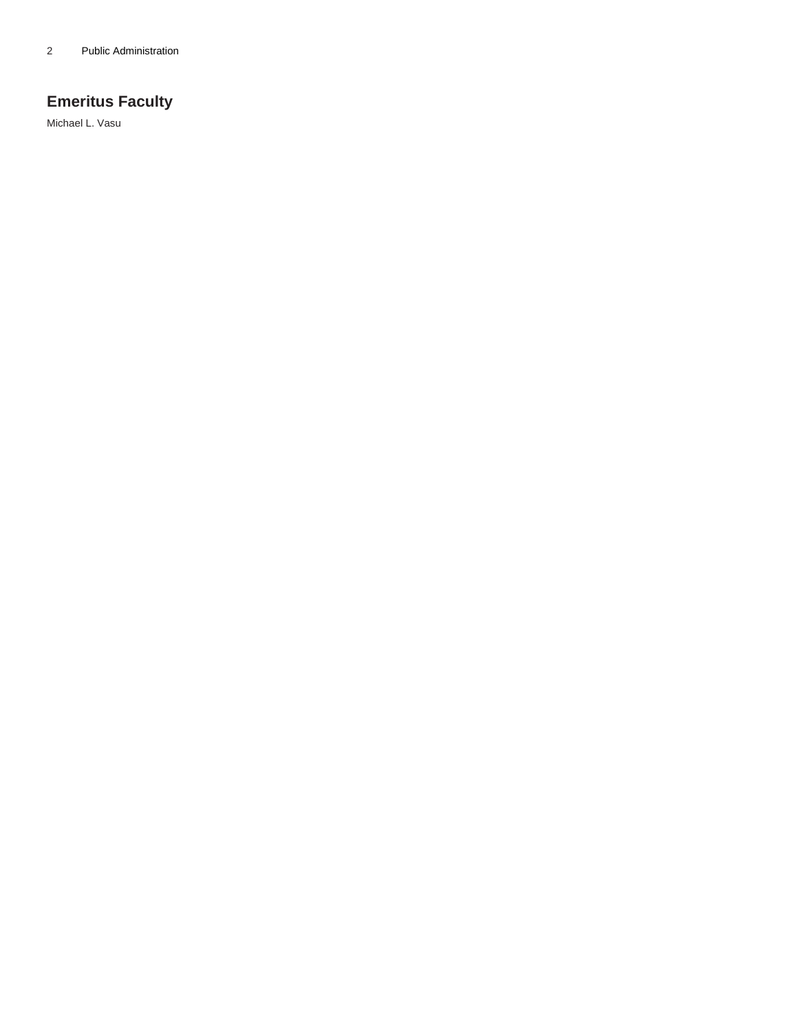## Emeritus Faculty

Michael L. Vasu